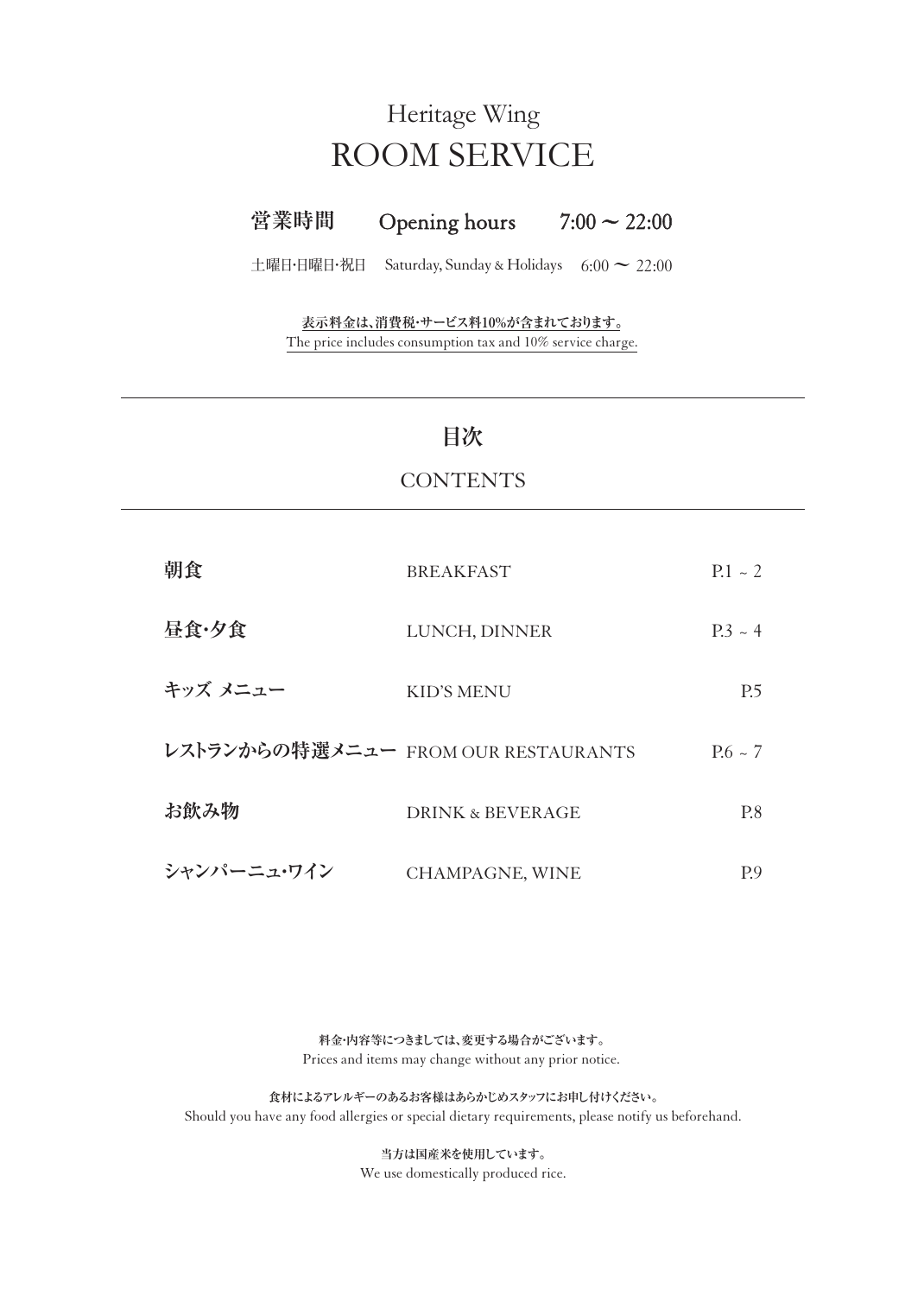# Heritage Wing
# ROOM SERVICE

## 営業時間　Opening hours　7:00 ～ 22:00

土曜日･日曜日･祝日　Saturday, Sunday & Holidays　6:00 ～ 22:00

**表示料金は､消費税･サービス料10%が含まれております。**
The price includes consumption tax and 10% service charge.

---

## 目次

## CONTENTS

---

| | | |
|---|---|---|
| **朝食** | BREAKFAST | P.1 ~ 2 |
| **昼食･夕食** | LUNCH, DINNER | P.3 ~ 4 |
| **キッズ メニュー** | KID'S MENU | P.5 |
| **レストランからの特選メニュー** | FROM OUR RESTAURANTS | P.6 ~ 7 |
| **お飲み物** | DRINK & BEVERAGE | P.8 |
| **シャンパーニュ･ワイン** | CHAMPAGNE, WINE | P.9 |

**料金･内容等につきましては､変更する場合がございます。**
Prices and items may change without any prior notice.

**食材によるアレルギーのあるお客様はあらかじめスタッフにお申し付けください。**
Should you have any food allergies or special dietary requirements, please notify us beforehand.

**当方は国産米を使用しています。**
We use domestically produced rice.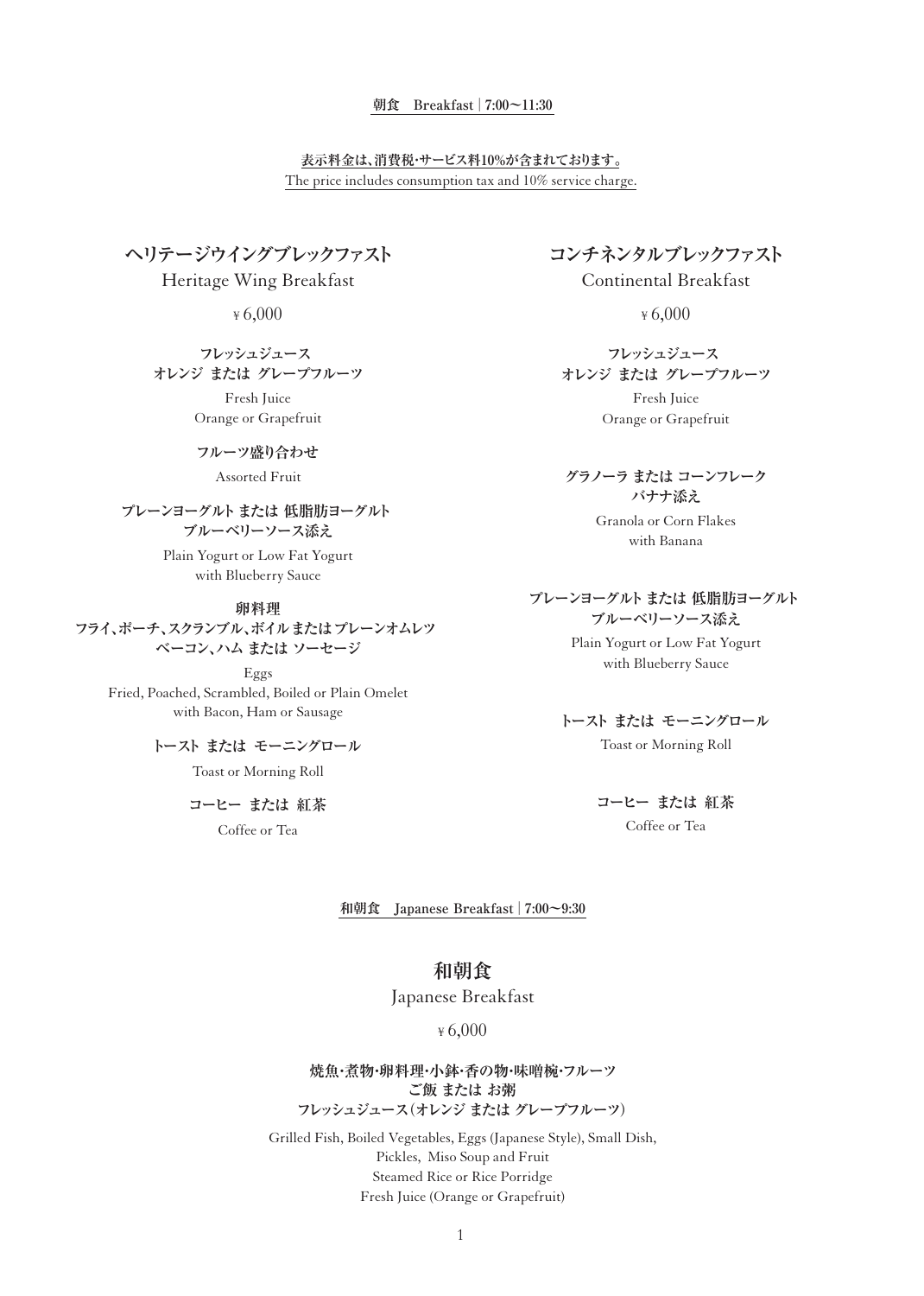朝食　Breakfast | 7:00〜11:30

表示料金は、消費税・サービス料10%が含まれております。
The price includes consumption tax and 10% service charge.

## ヘリテージウイングブレックファスト
Heritage Wing Breakfast

¥6,000

**フレッシュジュース**
**オレンジ または グレープフルーツ**
Fresh Juice
Orange or Grapefruit

**フルーツ盛り合わせ**
Assorted Fruit

**プレーンヨーグルト または 低脂肪ヨーグルト**
**ブルーベリーソース添え**
Plain Yogurt or Low Fat Yogurt
with Blueberry Sauce

**卵料理**
**フライ、ポーチ、スクランブル、ボイル または プレーンオムレツ**
**ベーコン、ハム または ソーセージ**
Eggs
Fried, Poached, Scrambled, Boiled or Plain Omelet
with Bacon, Ham or Sausage

**トースト または モーニングロール**
Toast or Morning Roll

**コーヒー または 紅茶**
Coffee or Tea

## コンチネンタルブレックファスト
Continental Breakfast

¥6,000

**フレッシュジュース**
**オレンジ または グレープフルーツ**
Fresh Juice
Orange or Grapefruit

**グラノーラ または コーンフレーク**
**バナナ添え**
Granola or Corn Flakes
with Banana

**プレーンヨーグルト または 低脂肪ヨーグルト**
**ブルーベリーソース添え**
Plain Yogurt or Low Fat Yogurt
with Blueberry Sauce

**トースト または モーニングロール**
Toast or Morning Roll

**コーヒー または 紅茶**
Coffee or Tea

和朝食　Japanese Breakfast | 7:00〜9:30

## 和朝食
Japanese Breakfast

¥6,000

**焼魚・煮物・卵料理・小鉢・香の物・味噌椀・フルーツ**
**ご飯 または お粥**
**フレッシュジュース（オレンジ または グレープフルーツ）**

Grilled Fish, Boiled Vegetables, Eggs (Japanese Style), Small Dish,
Pickles, Miso Soup and Fruit
Steamed Rice or Rice Porridge
Fresh Juice (Orange or Grapefruit)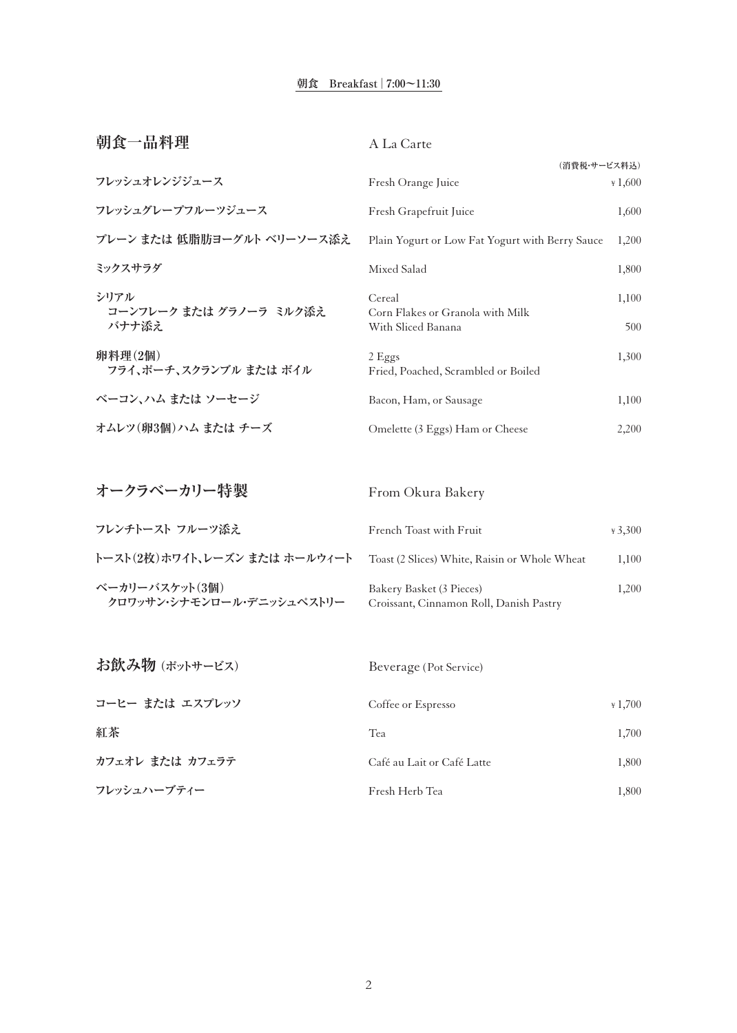朝食　Breakfast | 7:00〜11:30

## 朝食一品料理 　A La Carte

| | | （消費税･サービス料込） |
|---|---|---|
| フレッシュオレンジジュース | Fresh Orange Juice | ¥1,600 |
| フレッシュグレープフルーツジュース | Fresh Grapefruit Juice | 1,600 |
| プレーン または 低脂肪ヨーグルト ベリーソース添え | Plain Yogurt or Low Fat Yogurt with Berry Sauce | 1,200 |
| ミックスサラダ | Mixed Salad | 1,800 |
| シリアル<br>コーンフレーク または グラノーラ ミルク添え | Cereal<br>Corn Flakes or Granola with Milk | 1,100 |
| バナナ添え | With Sliced Banana | 500 |
| 卵料理（2個）<br>フライ、ポーチ、スクランブル または ボイル | 2 Eggs<br>Fried, Poached, Scrambled or Boiled | 1,300 |
| ベーコン、ハム または ソーセージ | Bacon, Ham, or Sausage | 1,100 |
| オムレツ（卵3個）ハム または チーズ | Omelette (3 Eggs) Ham or Cheese | 2,200 |

## オークラベーカリー特製 　From Okura Bakery

| | | |
|---|---|---|
| フレンチトースト フルーツ添え | French Toast with Fruit | ¥3,300 |
| トースト（2枚）ホワイト、レーズン または ホールウィート | Toast (2 Slices) White, Raisin or Whole Wheat | 1,100 |
| ベーカリーバスケット（3個）<br>クロワッサン･シナモンロール･デニッシュペストリー | Bakery Basket (3 Pieces)<br>Croissant, Cinnamon Roll, Danish Pastry | 1,200 |

## お飲み物（ポットサービス） 　Beverage (Pot Service)

| | | |
|---|---|---|
| コーヒー または エスプレッソ | Coffee or Espresso | ¥1,700 |
| 紅茶 | Tea | 1,700 |
| カフェオレ または カフェラテ | Café au Lait or Café Latte | 1,800 |
| フレッシュハーブティー | Fresh Herb Tea | 1,800 |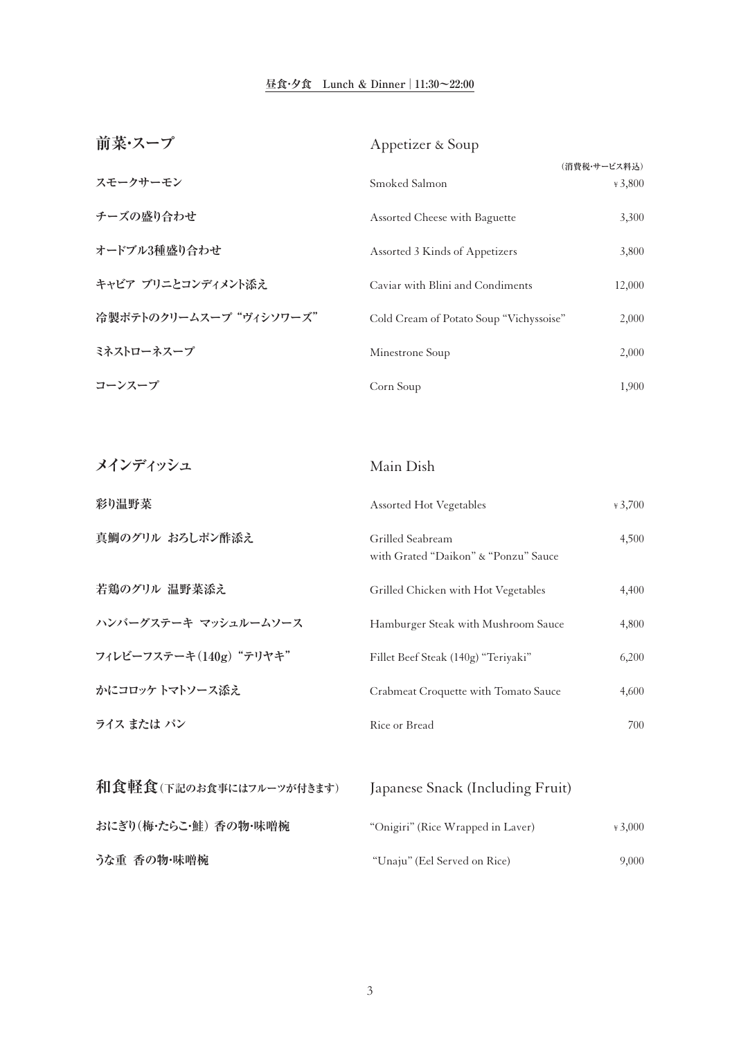**昼食･夕食　Lunch & Dinner | 11:30〜22:00**

## 前菜･スープ　Appetizer & Soup

| | | （消費税･サービス料込） |
|---|---|---|
| スモークサーモン | Smoked Salmon | ¥3,800 |
| チーズの盛り合わせ | Assorted Cheese with Baguette | 3,300 |
| オードブル3種盛り合わせ | Assorted 3 Kinds of Appetizers | 3,800 |
| キャビア ブリニとコンディメント添え | Caviar with Blini and Condiments | 12,000 |
| 冷製ポテトのクリームスープ“ヴィシソワーズ” | Cold Cream of Potato Soup “Vichyssoise” | 2,000 |
| ミネストローネスープ | Minestrone Soup | 2,000 |
| コーンスープ | Corn Soup | 1,900 |

## メインディッシュ　Main Dish

| | | |
|---|---|---|
| 彩り温野菜 | Assorted Hot Vegetables | ¥3,700 |
| 真鯛のグリル おろしポン酢添え | Grilled Seabream with Grated “Daikon” & “Ponzu” Sauce | 4,500 |
| 若鶏のグリル 温野菜添え | Grilled Chicken with Hot Vegetables | 4,400 |
| ハンバーグステーキ マッシュルームソース | Hamburger Steak with Mushroom Sauce | 4,800 |
| フィレビーフステーキ（140g）“テリヤキ” | Fillet Beef Steak (140g) “Teriyaki” | 6,200 |
| かにコロッケ トマトソース添え | Crabmeat Croquette with Tomato Sauce | 4,600 |
| ライス または パン | Rice or Bread | 700 |

## 和食軽食（下記のお食事にはフルーツが付きます）　Japanese Snack (Including Fruit)

| | | |
|---|---|---|
| おにぎり（梅･たらこ･鮭） 香の物･味噌椀 | “Onigiri” (Rice Wrapped in Laver) | ¥3,000 |
| うな重 香の物･味噌椀 | “Unaju” (Eel Served on Rice) | 9,000 |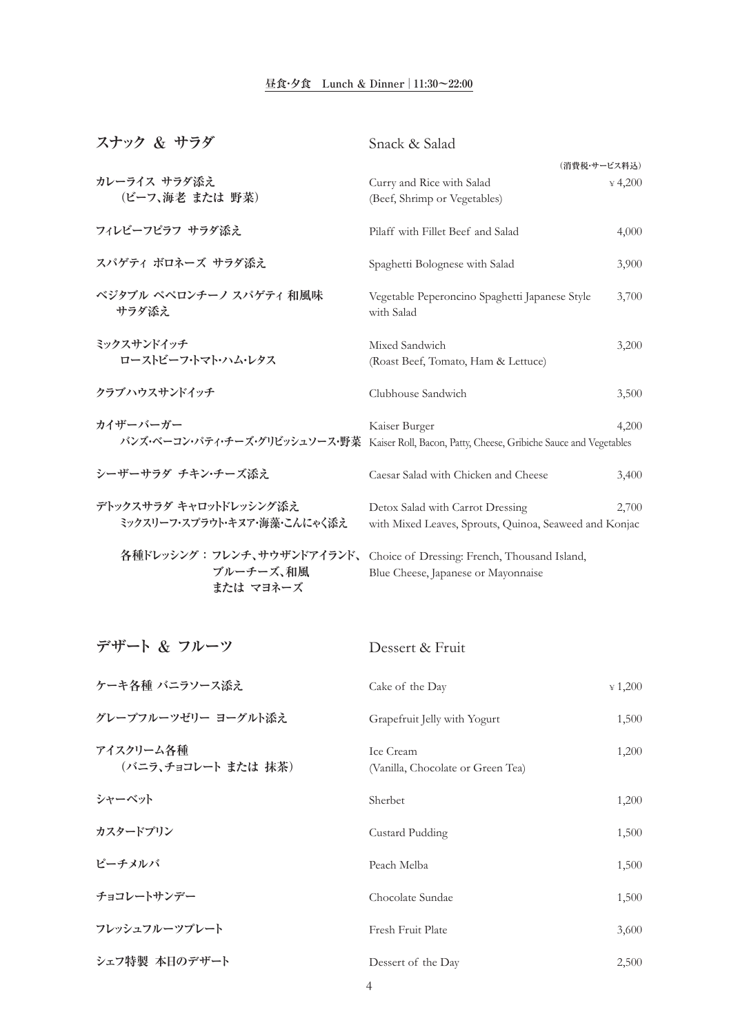**昼食･夕食　Lunch & Dinner | 11:30〜22:00**

## スナック & サラダ　Snack & Salad

| | | （消費税･サービス料込） |
|---|---|---|
| カレーライス サラダ添え<br>（ビーフ､海老 または 野菜） | Curry and Rice with Salad<br>(Beef, Shrimp or Vegetables) | ¥ 4,200 |
| フィレビーフピラフ サラダ添え | Pilaff with Fillet Beef and Salad | 4,000 |
| スパゲティ ボロネーズ サラダ添え | Spaghetti Bolognese with Salad | 3,900 |
| ベジタブル ペペロンチーノ スパゲティ 和風味<br>サラダ添え | Vegetable Peperoncino Spaghetti Japanese Style<br>with Salad | 3,700 |
| ミックスサンドイッチ<br>ローストビーフ･トマト･ハム･レタス | Mixed Sandwich<br>(Roast Beef, Tomato, Ham & Lettuce) | 3,200 |
| クラブハウスサンドイッチ | Clubhouse Sandwich | 3,500 |
| カイザーバーガー<br>バンズ･ベーコン･パティ･チーズ･グリビッシュソース･野菜 | Kaiser Burger<br>Kaiser Roll, Bacon, Patty, Cheese, Gribiche Sauce and Vegetables | 4,200 |
| シーザーサラダ チキン･チーズ添え | Caesar Salad with Chicken and Cheese | 3,400 |
| デトックスサラダ キャロットドレッシング添え<br>ミックスリーフ･スプラウト･キヌア･海藻･こんにゃく添え | Detox Salad with Carrot Dressing<br>with Mixed Leaves, Sprouts, Quinoa, Seaweed and Konjac | 2,700 |
| 各種ドレッシング：フレンチ､サウザンドアイランド､<br>ブルーチーズ､和風<br>または マヨネーズ | Choice of Dressing: French, Thousand Island,<br>Blue Cheese, Japanese or Mayonnaise | |

## デザート & フルーツ　Dessert & Fruit

| | | |
|---|---|---|
| ケーキ各種 バニラソース添え | Cake of the Day | ¥ 1,200 |
| グレープフルーツゼリー ヨーグルト添え | Grapefruit Jelly with Yogurt | 1,500 |
| アイスクリーム各種<br>（バニラ､チョコレート または 抹茶） | Ice Cream<br>(Vanilla, Chocolate or Green Tea) | 1,200 |
| シャーベット | Sherbet | 1,200 |
| カスタードプリン | Custard Pudding | 1,500 |
| ピーチメルバ | Peach Melba | 1,500 |
| チョコレートサンデー | Chocolate Sundae | 1,500 |
| フレッシュフルーツプレート | Fresh Fruit Plate | 3,600 |
| シェフ特製 本日のデザート | Dessert of the Day | 2,500 |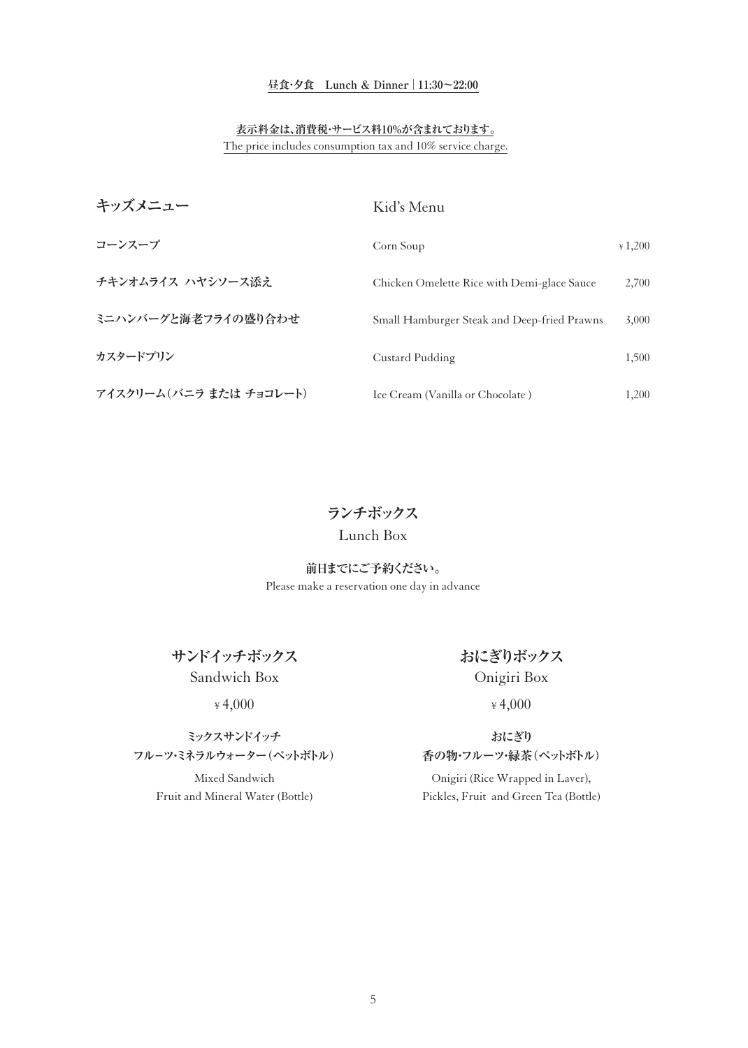昼食·夕食　Lunch & Dinner | 11:30〜22:00

**表示料金は、消費税·サービス料10%が含まれております。**
The price includes consumption tax and 10% service charge.

## キッズメニュー　Kid's Menu

| | | |
|---|---|---|
| **コーンスープ** | Corn Soup | ¥1,200 |
| **チキンオムライス ハヤシソース添え** | Chicken Omelette Rice with Demi-glace Sauce | 2,700 |
| **ミニハンバーグと海老フライの盛り合わせ** | Small Hamburger Steak and Deep-fried Prawns | 3,000 |
| **カスタードプリン** | Custard Pudding | 1,500 |
| **アイスクリーム（バニラ または チョコレート）** | Ice Cream (Vanilla or Chocolate ) | 1,200 |

## ランチボックス
Lunch Box

**前日までにご予約ください。**
Please make a reservation one day in advance

### サンドイッチボックス
Sandwich Box

¥4,000

**ミックスサンドイッチ**
**フルーツ·ミネラルウォーター（ペットボトル）**

Mixed Sandwich
Fruit and Mineral Water (Bottle)

### おにぎりボックス
Onigiri Box

¥4,000

**おにぎり**
**香の物·フルーツ·緑茶（ペットボトル）**

Onigiri (Rice Wrapped in Laver),
Pickles, Fruit and Green Tea (Bottle)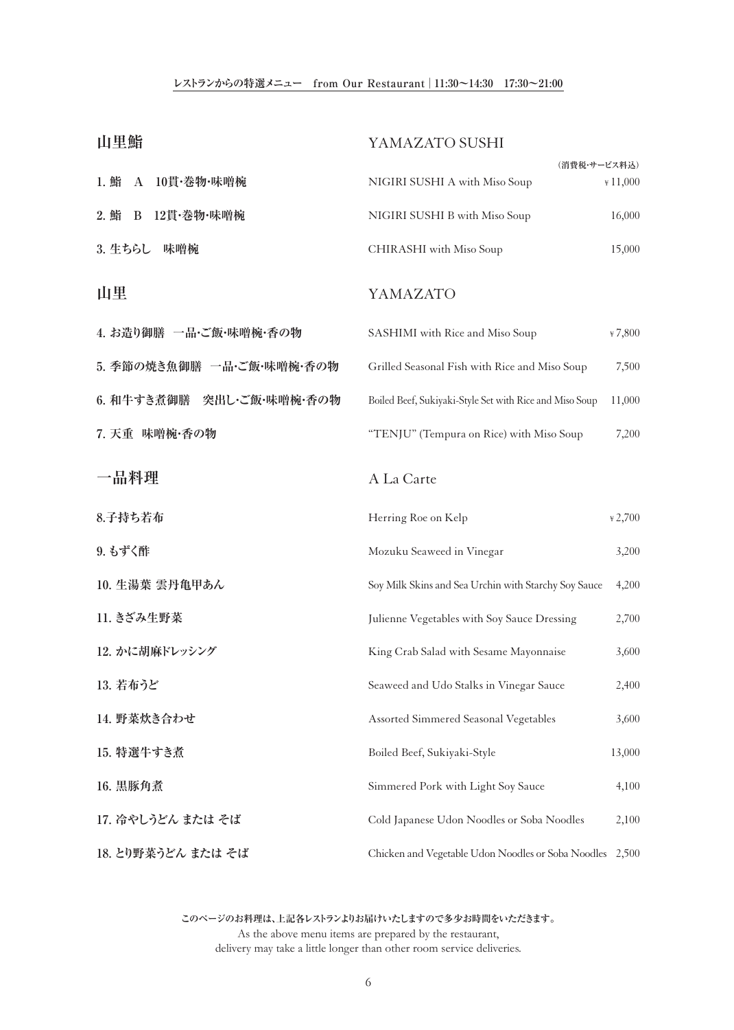レストランからの特選メニュー　from Our Restaurant | 11:30〜14:30　17:30〜21:00

## 山里鮨　YAMAZATO SUSHI

| | | （消費税・サービス料込） |
|---|---|---|
| 1. 鮨　A　10貫・巻物・味噌椀 | NIGIRI SUSHI A with Miso Soup | ¥11,000 |
| 2. 鮨　B　12貫・巻物・味噌椀 | NIGIRI SUSHI B with Miso Soup | 16,000 |
| 3. 生ちらし　味噌椀 | CHIRASHI with Miso Soup | 15,000 |

## 山里　YAMAZATO

| | | |
|---|---|---|
| 4. お造り御膳　一品・ご飯・味噌椀・香の物 | SASHIMI with Rice and Miso Soup | ¥7,800 |
| 5. 季節の焼き魚御膳　一品・ご飯・味噌椀・香の物 | Grilled Seasonal Fish with Rice and Miso Soup | 7,500 |
| 6. 和牛すき煮御膳　突出し・ご飯・味噌椀・香の物 | Boiled Beef, Sukiyaki-Style Set with Rice and Miso Soup | 11,000 |
| 7. 天重　味噌椀・香の物 | "TENJU" (Tempura on Rice) with Miso Soup | 7,200 |

## 一品料理　A La Carte

| | | |
|---|---|---|
| 8.子持ち若布 | Herring Roe on Kelp | ¥2,700 |
| 9. もずく酢 | Mozuku Seaweed in Vinegar | 3,200 |
| 10. 生湯葉 雲丹亀甲あん | Soy Milk Skins and Sea Urchin with Starchy Soy Sauce | 4,200 |
| 11. きざみ生野菜 | Julienne Vegetables with Soy Sauce Dressing | 2,700 |
| 12. かに胡麻ドレッシング | King Crab Salad with Sesame Mayonnaise | 3,600 |
| 13. 若布うど | Seaweed and Udo Stalks in Vinegar Sauce | 2,400 |
| 14. 野菜炊き合わせ | Assorted Simmered Seasonal Vegetables | 3,600 |
| 15. 特選牛すき煮 | Boiled Beef, Sukiyaki-Style | 13,000 |
| 16. 黒豚角煮 | Simmered Pork with Light Soy Sauce | 4,100 |
| 17. 冷やしうどん または そば | Cold Japanese Udon Noodles or Soba Noodles | 2,100 |
| 18. とり野菜うどん または そば | Chicken and Vegetable Udon Noodles or Soba Noodles | 2,500 |

このページのお料理は、上記各レストランよりお届けいたしますので多少お時間をいただきます。

As the above menu items are prepared by the restaurant, delivery may take a little longer than other room service deliveries.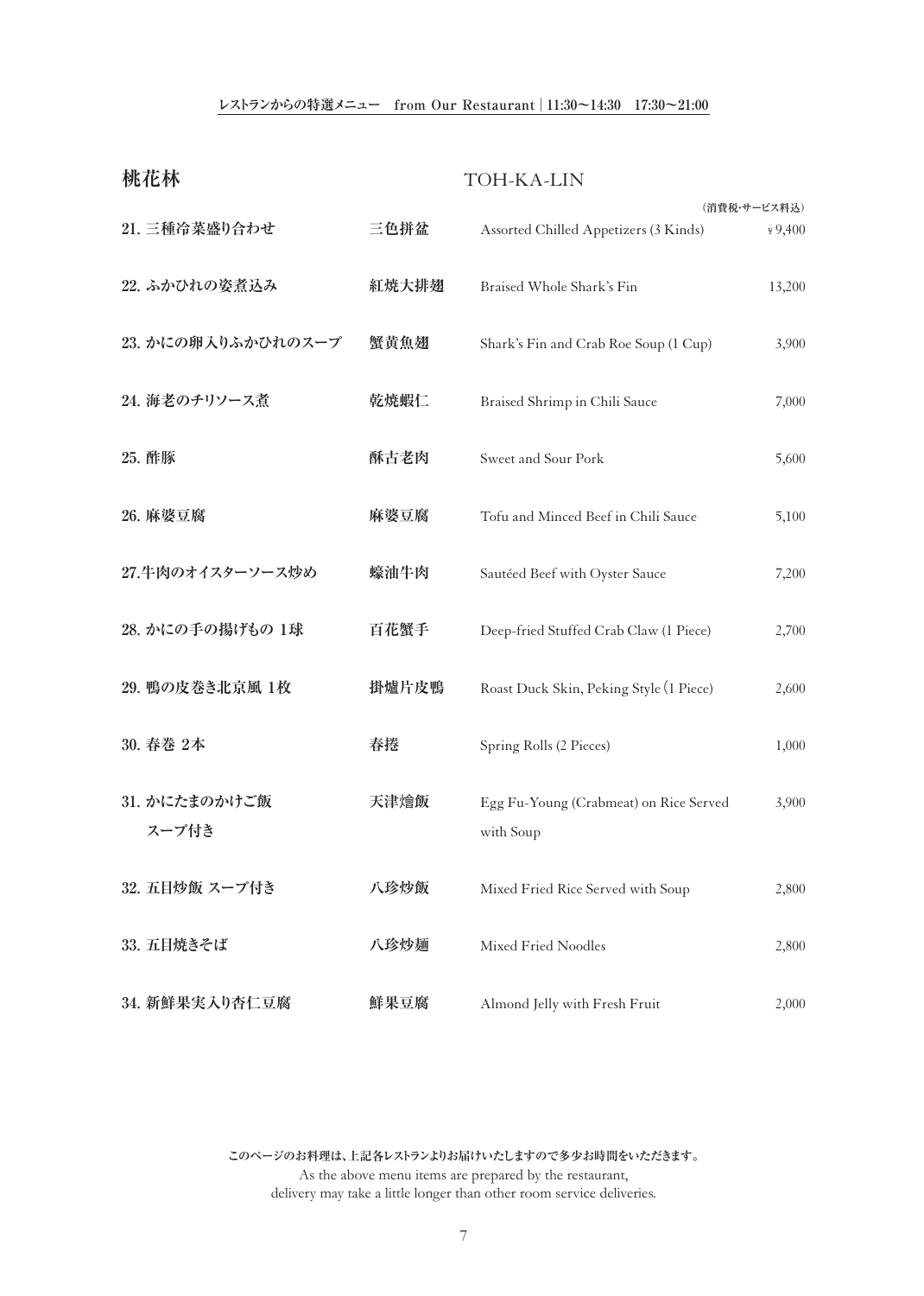レストランからの特選メニュー　from Our Restaurant | 11:30〜14:30　17:30〜21:00

## 桃花林　TOH-KA-LIN

| | | | （消費税・サービス料込） |
|---|---|---|---|
| 21. 三種冷菜盛り合わせ | 三色拼盆 | Assorted Chilled Appetizers (3 Kinds) | ¥9,400 |
| 22. ふかひれの姿煮込み | 紅焼大排翅 | Braised Whole Shark's Fin | 13,200 |
| 23. かにの卵入りふかひれのスープ | 蟹黄魚翅 | Shark's Fin and Crab Roe Soup (1 Cup) | 3,900 |
| 24. 海老のチリソース煮 | 乾焼蝦仁 | Braised Shrimp in Chili Sauce | 7,000 |
| 25. 酢豚 | 酥古老肉 | Sweet and Sour Pork | 5,600 |
| 26. 麻婆豆腐 | 麻婆豆腐 | Tofu and Minced Beef in Chili Sauce | 5,100 |
| 27.牛肉のオイスターソース炒め | 蠔油牛肉 | Sautéed Beef with Oyster Sauce | 7,200 |
| 28. かにの手の揚げもの 1球 | 百花蟹手 | Deep-fried Stuffed Crab Claw (1 Piece) | 2,700 |
| 29. 鴨の皮巻き北京風 1枚 | 掛爐片皮鴨 | Roast Duck Skin, Peking Style (1 Piece) | 2,600 |
| 30. 春巻 2本 | 春捲 | Spring Rolls (2 Pieces) | 1,000 |
| 31. かにたまのかけご飯 スープ付き | 天津燴飯 | Egg Fu-Young (Crabmeat) on Rice Served with Soup | 3,900 |
| 32. 五目炒飯 スープ付き | 八珍炒飯 | Mixed Fried Rice Served with Soup | 2,800 |
| 33. 五目焼きそば | 八珍炒麺 | Mixed Fried Noodles | 2,800 |
| 34. 新鮮果実入り杏仁豆腐 | 鮮果豆腐 | Almond Jelly with Fresh Fruit | 2,000 |

このページのお料理は、上記各レストランよりお届けいたしますので多少お時間をいただきます。
As the above menu items are prepared by the restaurant,
delivery may take a little longer than other room service deliveries.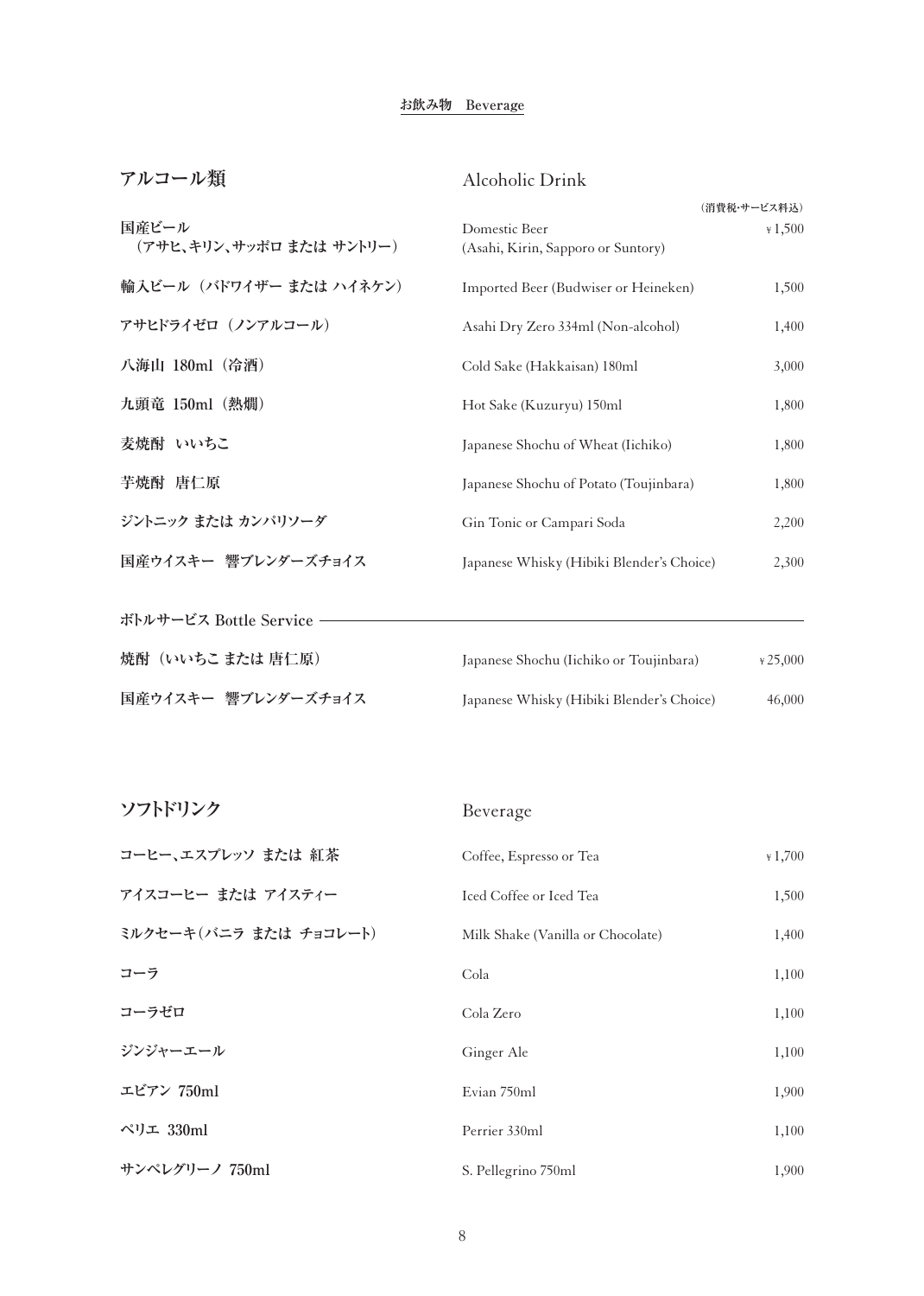# お飲み物　Beverage

## アルコール類　Alcoholic Drink

（消費税･サービス料込）

| | | |
|---|---|---|
| **国産ビール（アサヒ、キリン、サッポロ または サントリー）** | Domestic Beer (Asahi, Kirin, Sapporo or Suntory) | ¥1,500 |
| **輸入ビール（バドワイザー または ハイネケン）** | Imported Beer (Budwiser or Heineken) | 1,500 |
| **アサヒドライゼロ（ノンアルコール）** | Asahi Dry Zero 334ml (Non-alcohol) | 1,400 |
| **八海山 180ml（冷酒）** | Cold Sake (Hakkaisan) 180ml | 3,000 |
| **九頭竜 150ml（熱燗）** | Hot Sake (Kuzuryu) 150ml | 1,800 |
| **麦焼酎　いいちこ** | Japanese Shochu of Wheat (Iichiko) | 1,800 |
| **芋焼酎　唐仁原** | Japanese Shochu of Potato (Toujinbara) | 1,800 |
| **ジントニック または カンパリソーダ** | Gin Tonic or Campari Soda | 2,200 |
| **国産ウイスキー　響ブレンダーズチョイス** | Japanese Whisky (Hibiki Blender's Choice) | 2,300 |

### ボトルサービス Bottle Service

| | | |
|---|---|---|
| **焼酎（いいちこ または 唐仁原）** | Japanese Shochu (Iichiko or Toujinbara) | ¥25,000 |
| **国産ウイスキー　響ブレンダーズチョイス** | Japanese Whisky (Hibiki Blender's Choice) | 46,000 |

## ソフトドリンク　Beverage

| | | |
|---|---|---|
| **コーヒー、エスプレッソ または 紅茶** | Coffee, Espresso or Tea | ¥1,700 |
| **アイスコーヒー または アイスティー** | Iced Coffee or Iced Tea | 1,500 |
| **ミルクセーキ（バニラ または チョコレート）** | Milk Shake (Vanilla or Chocolate) | 1,400 |
| **コーラ** | Cola | 1,100 |
| **コーラゼロ** | Cola Zero | 1,100 |
| **ジンジャーエール** | Ginger Ale | 1,100 |
| **エビアン 750ml** | Evian 750ml | 1,900 |
| **ペリエ 330ml** | Perrier 330ml | 1,100 |
| **サンペレグリーノ 750ml** | S. Pellegrino 750ml | 1,900 |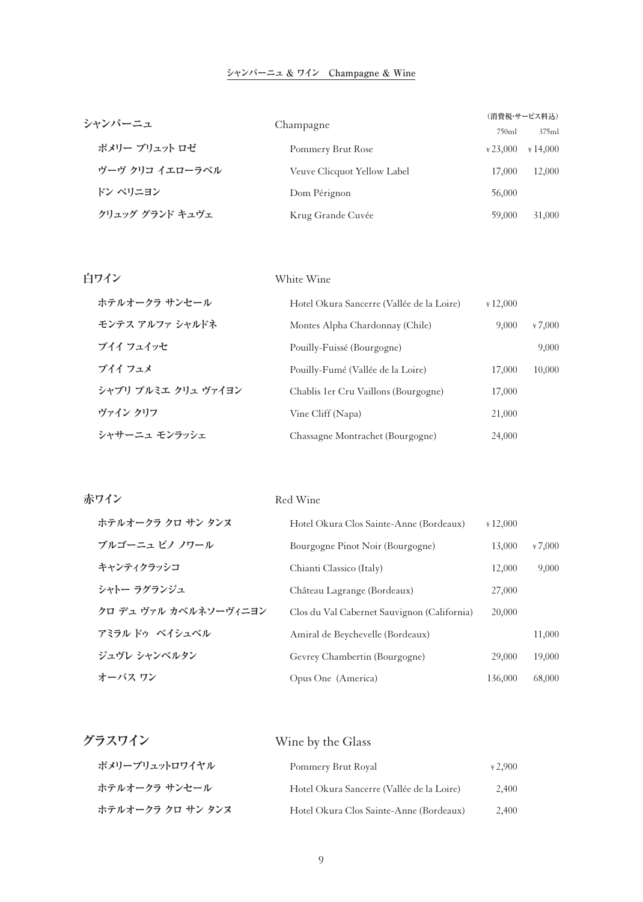## シャンパーニュ & ワイン　Champagne & Wine

| | | （消費税・サービス料込） | |
|---|---|---|---|
| **シャンパーニュ** | Champagne | 750ml | 375ml |
| ポメリー ブリュット ロゼ | Pommery Brut Rose | ¥23,000 | ¥14,000 |
| ヴーヴ クリコ イエローラベル | Veuve Clicquot Yellow Label | 17,000 | 12,000 |
| ドン ペリニヨン | Dom Pérignon | 56,000 | |
| クリュッグ グランド キュヴェ | Krug Grande Cuvée | 59,000 | 31,000 |

| | | | |
|---|---|---|---|
| **白ワイン** | White Wine | | |
| ホテルオークラ サンセール | Hotel Okura Sancerre (Vallée de la Loire) | ¥12,000 | |
| モンテス アルファ シャルドネ | Montes Alpha Chardonnay (Chile) | 9,000 | ¥7,000 |
| プイイ フュイッセ | Pouilly-Fuissé (Bourgogne) | | 9,000 |
| プイイ フュメ | Pouilly-Fumé (Vallée de la Loire) | 17,000 | 10,000 |
| シャブリ プルミエ クリュ ヴァイヨン | Chablis 1er Cru Vaillons (Bourgogne) | 17,000 | |
| ヴァイン クリフ | Vine Cliff (Napa) | 21,000 | |
| シャサーニュ モンラッシェ | Chassagne Montrachet (Bourgogne) | 24,000 | |

| | | | |
|---|---|---|---|
| **赤ワイン** | Red Wine | | |
| ホテルオークラ クロ サン タンヌ | Hotel Okura Clos Sainte-Anne (Bordeaux) | ¥12,000 | |
| ブルゴーニュ ピノ ノワール | Bourgogne Pinot Noir (Bourgogne) | 13,000 | ¥7,000 |
| キャンティクラッシコ | Chianti Classico (Italy) | 12,000 | 9,000 |
| シャトー ラグランジュ | Château Lagrange (Bordeaux) | 27,000 | |
| クロ デュ ヴァル カベルネソーヴィニヨン | Clos du Val Cabernet Sauvignon (California) | 20,000 | |
| アミラル ドゥ　ベイシュベル | Amiral de Beychevelle (Bordeaux) | | 11,000 |
| ジュヴレ シャンベルタン | Gevrey Chambertin (Bourgogne) | 29,000 | 19,000 |
| オーパス ワン | Opus One (America) | 136,000 | 68,000 |

| | | |
|---|---|---|
| **グラスワイン** | Wine by the Glass | |
| ポメリーブリュットロワイヤル | Pommery Brut Royal | ¥2,900 |
| ホテルオークラ サンセール | Hotel Okura Sancerre (Vallée de la Loire) | 2,400 |
| ホテルオークラ クロ サン タンヌ | Hotel Okura Clos Sainte-Anne (Bordeaux) | 2,400 |